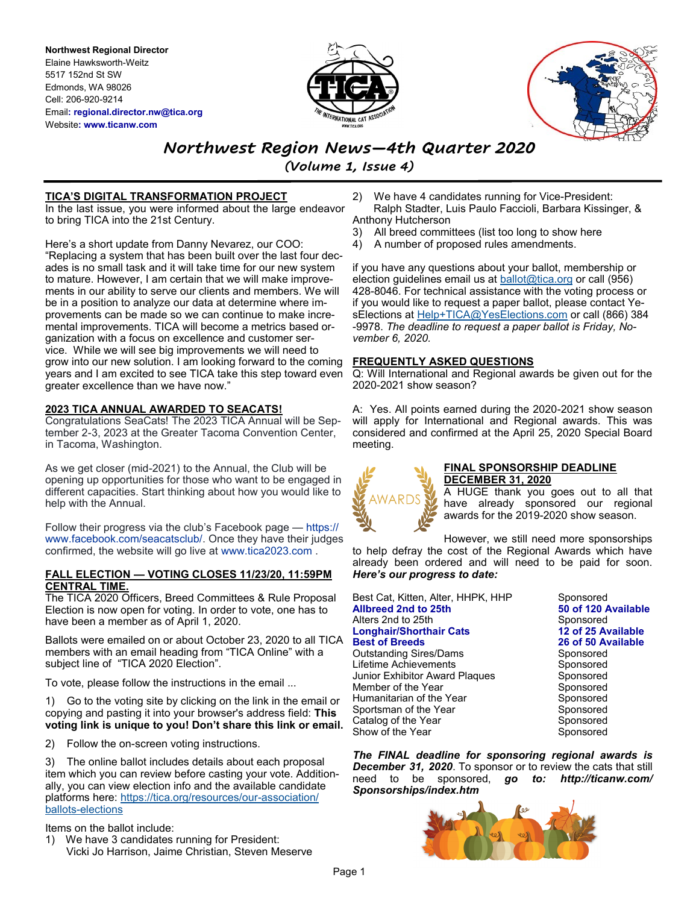**Northwest Regional Director**
Elaine Hawksworth-Weitz
5517 152nd St SW
Edmonds, WA 98026
Cell: 206-920-9214
Email: **regional.director.nw@tica.org**
Website: **www.ticanw.com**

# Northwest Region News—4th Quarter 2020

## (Volume 1, Issue 4)

### TICA'S DIGITAL TRANSFORMATION PROJECT

In the last issue, you were informed about the large endeavor to bring TICA into the 21st Century.

Here's a short update from Danny Nevarez, our COO: "Replacing a system that has been built over the last four decades is no small task and it will take time for our new system to mature. However, I am certain that we will make improvements in our ability to serve our clients and members. We will be in a position to analyze our data at determine where improvements can be made so we can continue to make incremental improvements. TICA will become a metrics based organization with a focus on excellence and customer service. While we will see big improvements we will need to grow into our new solution. I am looking forward to the coming years and I am excited to see TICA take this step toward even greater excellence than we have now."

### 2023 TICA ANNUAL AWARDED TO SEACATS!

Congratulations SeaCats! The 2023 TICA Annual will be September 2-3, 2023 at the Greater Tacoma Convention Center, in Tacoma, Washington.

As we get closer (mid-2021) to the Annual, the Club will be opening up opportunities for those who want to be engaged in different capacities. Start thinking about how you would like to help with the Annual.

Follow their progress via the club's Facebook page — https://www.facebook.com/seacatsclub/. Once they have their judges confirmed, the website will go live at www.tica2023.com .

### FALL ELECTION — VOTING CLOSES 11/23/20, 11:59PM CENTRAL TIME.

The TICA 2020 Officers, Breed Committees & Rule Proposal Election is now open for voting. In order to vote, one has to have been a member as of April 1, 2020.

Ballots were emailed on or about October 23, 2020 to all TICA members with an email heading from "TICA Online" with a subject line of "TICA 2020 Election".

To vote, please follow the instructions in the email ...

1) Go to the voting site by clicking on the link in the email or copying and pasting it into your browser's address field: **This voting link is unique to you! Don't share this link or email.**

2) Follow the on-screen voting instructions.

3) The online ballot includes details about each proposal item which you can review before casting your vote. Additionally, you can view election info and the available candidate platforms here: https://tica.org/resources/our-association/ballots-elections

Items on the ballot include:

1) We have 3 candidates running for President: Vicki Jo Harrison, Jaime Christian, Steven Meserve
2) We have 4 candidates running for Vice-President: Ralph Stadter, Luis Paulo Faccioli, Barbara Kissinger, & Anthony Hutcherson
3) All breed committees (list too long to show here
4) A number of proposed rules amendments.

if you have any questions about your ballot, membership or election guidelines email us at ballot@tica.org or call (956) 428-8046. For technical assistance with the voting process or if you would like to request a paper ballot, please contact YesElections at Help+TICA@YesElections.com or call (866) 384-9978. *The deadline to request a paper ballot is Friday, November 6, 2020.*

### FREQUENTLY ASKED QUESTIONS

Q: Will International and Regional awards be given out for the 2020-2021 show season?

A: Yes. All points earned during the 2020-2021 show season will apply for International and Regional awards. This was considered and confirmed at the April 25, 2020 Special Board meeting.

### FINAL SPONSORSHIP DEADLINE DECEMBER 31, 2020

A HUGE thank you goes out to all that have already sponsored our regional awards for the 2019-2020 show season.

However, we still need more sponsorships to help defray the cost of the Regional Awards which have already been ordered and will need to be paid for soon. ***Here's our progress to date:***

| | |
|---|---|
| Best Cat, Kitten, Alter, HHPK, HHP | Sponsored |
| **Allbreed 2nd to 25th** | **50 of 120 Available** |
| Alters 2nd to 25th | Sponsored |
| **Longhair/Shorthair Cats** | **12 of 25 Available** |
| **Best of Breeds** | **26 of 50 Available** |
| Outstanding Sires/Dams | Sponsored |
| Lifetime Achievements | Sponsored |
| Junior Exhibitor Award Plaques | Sponsored |
| Member of the Year | Sponsored |
| Humanitarian of the Year | Sponsored |
| Sportsman of the Year | Sponsored |
| Catalog of the Year | Sponsored |
| Show of the Year | Sponsored |

***The FINAL deadline for sponsoring regional awards is December 31, 2020***. To sponsor or to review the cats that still need to be sponsored, ***go to: http://ticanw.com/Sponsorships/index.htm***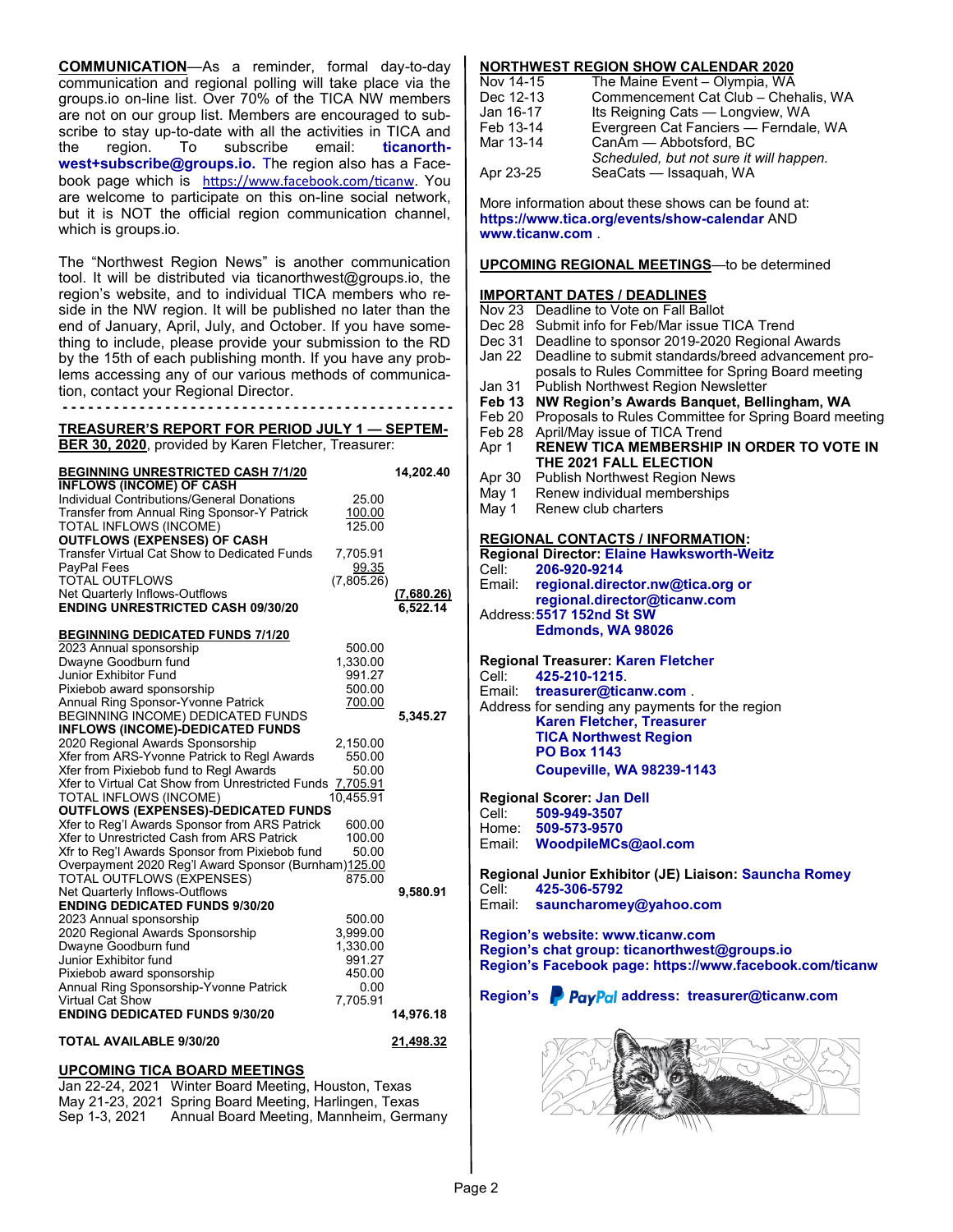**COMMUNICATION**—As a reminder, formal day-to-day communication and regional polling will take place via the groups.io on-line list. Over 70% of the TICA NW members are not on our group list. Members are encouraged to subscribe to stay up-to-date with all the activities in TICA and the region. To subscribe email: **ticanorthwest+subscribe@groups.io.** The region also has a Facebook page which is https://www.facebook.com/ticanw. You are welcome to participate on this on-line social network, but it is NOT the official region communication channel, which is groups.io.

The "Northwest Region News" is another communication tool. It will be distributed via ticanorthwest@groups.io, the region's website, and to individual TICA members who reside in the NW region. It will be published no later than the end of January, April, July, and October. If you have something to include, please provide your submission to the RD by the 15th of each publishing month. If you have any problems accessing any of our various methods of communication, contact your Regional Director.

---

## TREASURER'S REPORT FOR PERIOD JULY 1 — SEPTEMBER 30, 2020, provided by Karen Fletcher, Treasurer:

| | | |
|---|---|---|
| **BEGINNING UNRESTRICTED CASH 7/1/20** | | **14,202.40** |
| **INFLOWS (INCOME) OF CASH** | | |
| Individual Contributions/General Donations | 25.00 | |
| Transfer from Annual Ring Sponsor-Y Patrick | 100.00 | |
| TOTAL INFLOWS (INCOME) | 125.00 | |
| **OUTFLOWS (EXPENSES) OF CASH** | | |
| Transfer Virtual Cat Show to Dedicated Funds | 7,705.91 | |
| PayPal Fees | 99.35 | |
| TOTAL OUTFLOWS | (7,805.26) | |
| Net Quarterly Inflows-Outflows | | **(7,680.26)** |
| **ENDING UNRESTRICTED CASH 09/30/20** | | **6,522.14** |
| | | |
| **BEGINNING DEDICATED FUNDS 7/1/20** | | |
| 2023 Annual sponsorship | 500.00 | |
| Dwayne Goodburn fund | 1,330.00 | |
| Junior Exhibitor Fund | 991.27 | |
| Pixiebob award sponsorship | 500.00 | |
| Annual Ring Sponsor-Yvonne Patrick | 700.00 | |
| BEGINNING INCOME) DEDICATED FUNDS | | **5,345.27** |
| **INFLOWS (INCOME)-DEDICATED FUNDS** | | |
| 2020 Regional Awards Sponsorship | 2,150.00 | |
| Xfer from ARS-Yvonne Patrick to Regl Awards | 550.00 | |
| Xfer from Pixiebob fund to Regl Awards | 50.00 | |
| Xfer to Virtual Cat Show from Unrestricted Funds | 7,705.91 | |
| TOTAL INFLOWS (INCOME) | 10,455.91 | |
| **OUTFLOWS (EXPENSES)-DEDICATED FUNDS** | | |
| Xfer to Reg'l Awards Sponsor from ARS Patrick | 600.00 | |
| Xfer to Unrestricted Cash from ARS Patrick | 100.00 | |
| Xfr to Reg'l Awards Sponsor from Pixiebob fund | 50.00 | |
| Overpayment 2020 Reg'l Award Sponsor (Burnham) | 125.00 | |
| TOTAL OUTFLOWS (EXPENSES) | 875.00 | |
| Net Quarterly Inflows-Outflows | | **9,580.91** |
| **ENDING DEDICATED FUNDS 9/30/20** | | |
| 2023 Annual sponsorship | 500.00 | |
| 2020 Regional Awards Sponsorship | 3,999.00 | |
| Dwayne Goodburn fund | 1,330.00 | |
| Junior Exhibitor fund | 991.27 | |
| Pixiebob award sponsorship | 450.00 | |
| Annual Ring Sponsorship-Yvonne Patrick | 0.00 | |
| Virtual Cat Show | 7,705.91 | |
| **ENDING DEDICATED FUNDS 9/30/20** | | **14,976.18** |
| | | |
| **TOTAL AVAILABLE 9/30/20** | | **21,498.32** |

## UPCOMING TICA BOARD MEETINGS

Jan 22-24, 2021 Winter Board Meeting, Houston, Texas
May 21-23, 2021 Spring Board Meeting, Harlingen, Texas
Sep 1-3, 2021 Annual Board Meeting, Mannheim, Germany

## NORTHWEST REGION SHOW CALENDAR 2020

| | |
|---|---|
| Nov 14-15 | The Maine Event – Olympia, WA |
| Dec 12-13 | Commencement Cat Club – Chehalis, WA |
| Jan 16-17 | Its Reigning Cats — Longview, WA |
| Feb 13-14 | Evergreen Cat Fanciers — Ferndale, WA |
| Mar 13-14 | CanAm — Abbotsford, BC *Scheduled, but not sure it will happen.* |
| Apr 23-25 | SeaCats — Issaquah, WA |

More information about these shows can be found at: **https://www.tica.org/events/show-calendar** AND **www.ticanw.com** .

**UPCOMING REGIONAL MEETINGS**—to be determined

## IMPORTANT DATES / DEADLINES

| | |
|---|---|
| Nov 23 | Deadline to Vote on Fall Ballot |
| Dec 28 | Submit info for Feb/Mar issue TICA Trend |
| Dec 31 | Deadline to sponsor 2019-2020 Regional Awards |
| Jan 22 | Deadline to submit standards/breed advancement proposals to Rules Committee for Spring Board meeting |
| Jan 31 | Publish Northwest Region Newsletter |
| **Feb 13** | **NW Region's Awards Banquet, Bellingham, WA** |
| Feb 20 | Proposals to Rules Committee for Spring Board meeting |
| Feb 28 | April/May issue of TICA Trend |
| Apr 1 | **RENEW TICA MEMBERSHIP IN ORDER TO VOTE IN THE 2021 FALL ELECTION** |
| Apr 30 | Publish Northwest Region News |
| May 1 | Renew individual memberships |
| May 1 | Renew club charters |

## REGIONAL CONTACTS / INFORMATION:

**Regional Director: Elaine Hawksworth-Weitz**
Cell: **206-920-9214**
Email: **regional.director.nw@tica.org or regional.director@ticanw.com**
Address: **5517 152nd St SW, Edmonds, WA 98026**

**Regional Treasurer: Karen Fletcher**
Cell: **425-210-1215**.
Email: **treasurer@ticanw.com** .
Address for sending any payments for the region
**Karen Fletcher, Treasurer**
**TICA Northwest Region**
**PO Box 1143**
**Coupeville, WA 98239-1143**

**Regional Scorer: Jan Dell**
Cell: **509-949-3507**
Home: **509-573-9570**
Email: **WoodpileMCs@aol.com**

**Regional Junior Exhibitor (JE) Liaison: Sauncha Romey**
Cell: **425-306-5792**
Email: **sauncharomey@yahoo.com**

**Region's website: www.ticanw.com**
**Region's chat group: ticanorthwest@groups.io**
**Region's Facebook page: https://www.facebook.com/ticanw**

**Region's PayPal address: treasurer@ticanw.com**